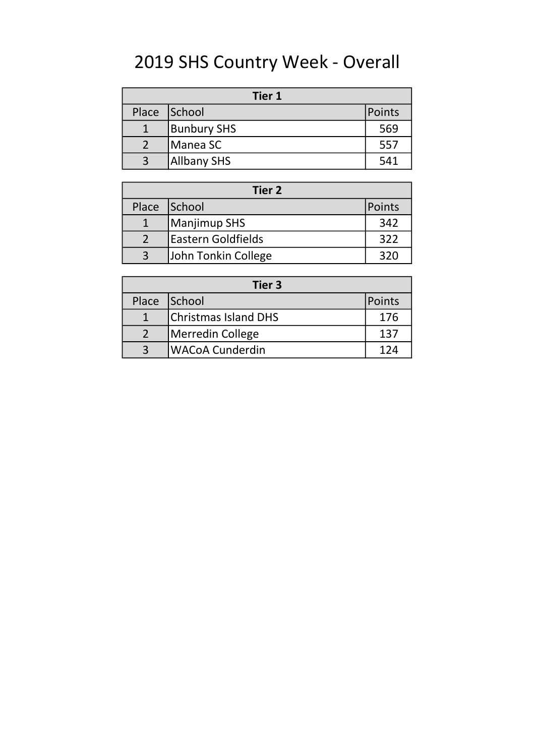# 2019 SHS Country Week - Overall

| Tier 1 | | |
|---|---|---|
| Place | School | Points |
| 1 | Bunbury SHS | 569 |
| 2 | Manea SC | 557 |
| 3 | Allbany SHS | 541 |

| Tier 2 | | |
|---|---|---|
| Place | School | Points |
| 1 | Manjimup SHS | 342 |
| 2 | Eastern Goldfields | 322 |
| 3 | John Tonkin College | 320 |

| Tier 3 | | |
|---|---|---|
| Place | School | Points |
| 1 | Christmas Island DHS | 176 |
| 2 | Merredin College | 137 |
| 3 | WACoA Cunderdin | 124 |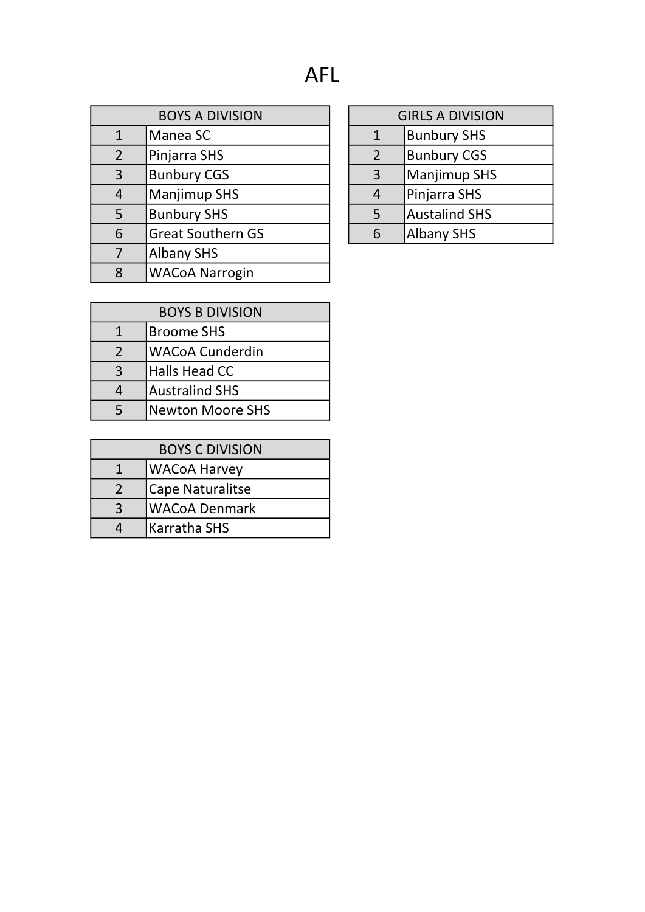# AFL

| BOYS A DIVISION | |
|---|---|
| 1 | Manea SC |
| 2 | Pinjarra SHS |
| 3 | Bunbury CGS |
| 4 | Manjimup SHS |
| 5 | Bunbury SHS |
| 6 | Great Southern GS |
| 7 | Albany SHS |
| 8 | WACoA Narrogin |

| GIRLS A DIVISION | |
|---|---|
| 1 | Bunbury SHS |
| 2 | Bunbury CGS |
| 3 | Manjimup SHS |
| 4 | Pinjarra SHS |
| 5 | Austalind SHS |
| 6 | Albany SHS |

| BOYS B DIVISION | |
|---|---|
| 1 | Broome SHS |
| 2 | WACoA Cunderdin |
| 3 | Halls Head CC |
| 4 | Australind SHS |
| 5 | Newton Moore SHS |

| BOYS C DIVISION | |
|---|---|
| 1 | WACoA Harvey |
| 2 | Cape Naturalitse |
| 3 | WACoA Denmark |
| 4 | Karratha SHS |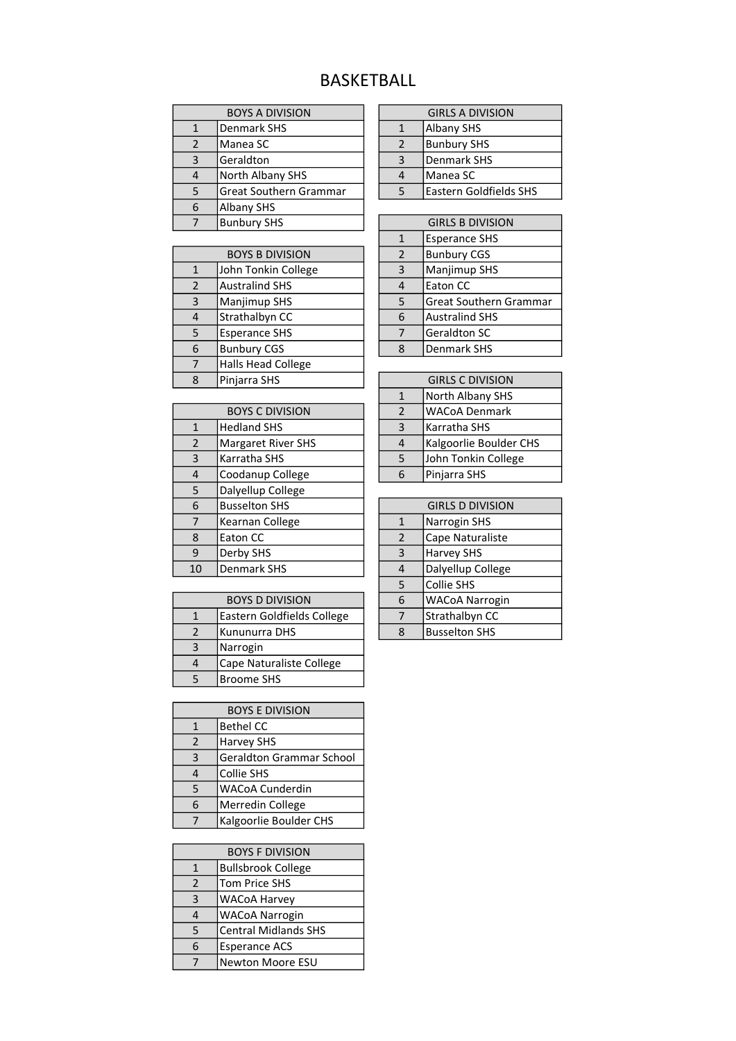# BASKETBALL

| BOYS A DIVISION | |
|---|---|
| 1 | Denmark SHS |
| 2 | Manea SC |
| 3 | Geraldton |
| 4 | North Albany SHS |
| 5 | Great Southern Grammar |
| 6 | Albany SHS |
| 7 | Bunbury SHS |

| BOYS B DIVISION | |
|---|---|
| 1 | John Tonkin College |
| 2 | Australind SHS |
| 3 | Manjimup SHS |
| 4 | Strathalbyn CC |
| 5 | Esperance SHS |
| 6 | Bunbury CGS |
| 7 | Halls Head College |
| 8 | Pinjarra SHS |

| BOYS C DIVISION | |
|---|---|
| 1 | Hedland SHS |
| 2 | Margaret River SHS |
| 3 | Karratha SHS |
| 4 | Coodanup College |
| 5 | Dalyellup College |
| 6 | Busselton SHS |
| 7 | Kearnan College |
| 8 | Eaton CC |
| 9 | Derby SHS |
| 10 | Denmark SHS |

| BOYS D DIVISION | |
|---|---|
| 1 | Eastern Goldfields College |
| 2 | Kununurra DHS |
| 3 | Narrogin |
| 4 | Cape Naturaliste College |
| 5 | Broome SHS |

| BOYS E DIVISION | |
|---|---|
| 1 | Bethel CC |
| 2 | Harvey SHS |
| 3 | Geraldton Grammar School |
| 4 | Collie SHS |
| 5 | WACoA Cunderdin |
| 6 | Merredin College |
| 7 | Kalgoorlie Boulder CHS |

| BOYS F DIVISION | |
|---|---|
| 1 | Bullsbrook College |
| 2 | Tom Price SHS |
| 3 | WACoA Harvey |
| 4 | WACoA Narrogin |
| 5 | Central Midlands SHS |
| 6 | Esperance ACS |
| 7 | Newton Moore ESU |

| GIRLS A DIVISION | |
|---|---|
| 1 | Albany SHS |
| 2 | Bunbury SHS |
| 3 | Denmark SHS |
| 4 | Manea SC |
| 5 | Eastern Goldfields SHS |

| GIRLS B DIVISION | |
|---|---|
| 1 | Esperance SHS |
| 2 | Bunbury CGS |
| 3 | Manjimup SHS |
| 4 | Eaton CC |
| 5 | Great Southern Grammar |
| 6 | Australind SHS |
| 7 | Geraldton SC |
| 8 | Denmark SHS |

| GIRLS C DIVISION | |
|---|---|
| 1 | North Albany SHS |
| 2 | WACoA Denmark |
| 3 | Karratha SHS |
| 4 | Kalgoorlie Boulder CHS |
| 5 | John Tonkin College |
| 6 | Pinjarra SHS |

| GIRLS D DIVISION | |
|---|---|
| 1 | Narrogin SHS |
| 2 | Cape Naturaliste |
| 3 | Harvey SHS |
| 4 | Dalyellup College |
| 5 | Collie SHS |
| 6 | WACoA Narrogin |
| 7 | Strathalbyn CC |
| 8 | Busselton SHS |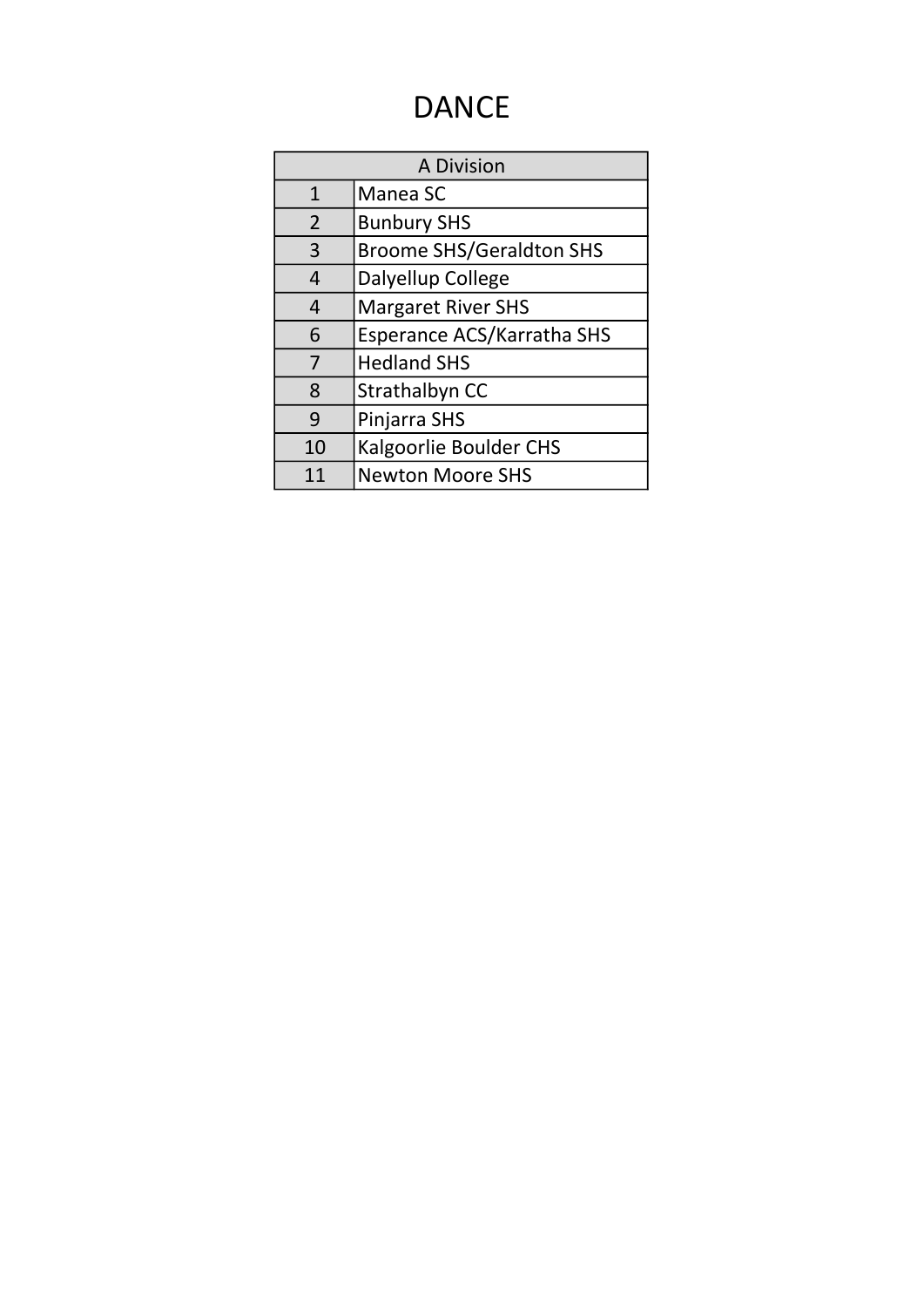# DANCE

| A Division | |
|---|---|
| 1 | Manea SC |
| 2 | Bunbury SHS |
| 3 | Broome SHS/Geraldton SHS |
| 4 | Dalyellup College |
| 4 | Margaret River SHS |
| 6 | Esperance ACS/Karratha SHS |
| 7 | Hedland SHS |
| 8 | Strathalbyn CC |
| 9 | Pinjarra SHS |
| 10 | Kalgoorlie Boulder CHS |
| 11 | Newton Moore SHS |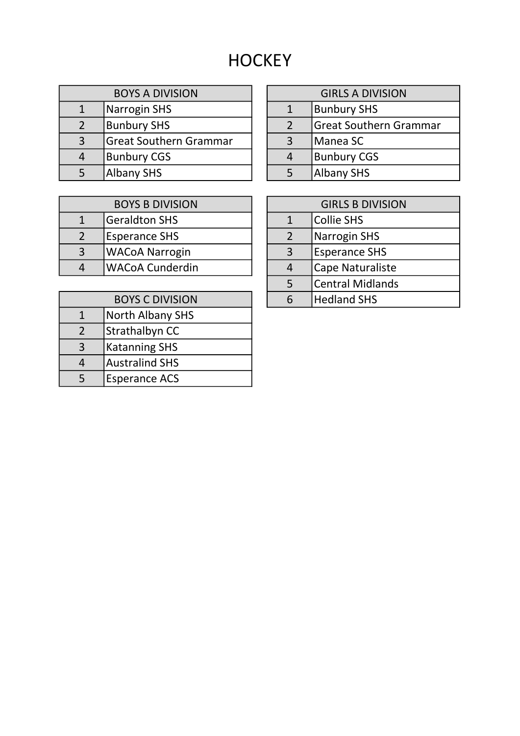# HOCKEY

| BOYS A DIVISION | |
|---|---|
| 1 | Narrogin SHS |
| 2 | Bunbury SHS |
| 3 | Great Southern Grammar |
| 4 | Bunbury CGS |
| 5 | Albany SHS |

| GIRLS A DIVISION | |
|---|---|
| 1 | Bunbury SHS |
| 2 | Great Southern Grammar |
| 3 | Manea SC |
| 4 | Bunbury CGS |
| 5 | Albany SHS |

| BOYS B DIVISION | |
|---|---|
| 1 | Geraldton SHS |
| 2 | Esperance SHS |
| 3 | WACoA Narrogin |
| 4 | WACoA Cunderdin |

| GIRLS B DIVISION | |
|---|---|
| 1 | Collie SHS |
| 2 | Narrogin SHS |
| 3 | Esperance SHS |
| 4 | Cape Naturaliste |
| 5 | Central Midlands |
| 6 | Hedland SHS |

| BOYS C DIVISION | |
|---|---|
| 1 | North Albany SHS |
| 2 | Strathalbyn CC |
| 3 | Katanning SHS |
| 4 | Australind SHS |
| 5 | Esperance ACS |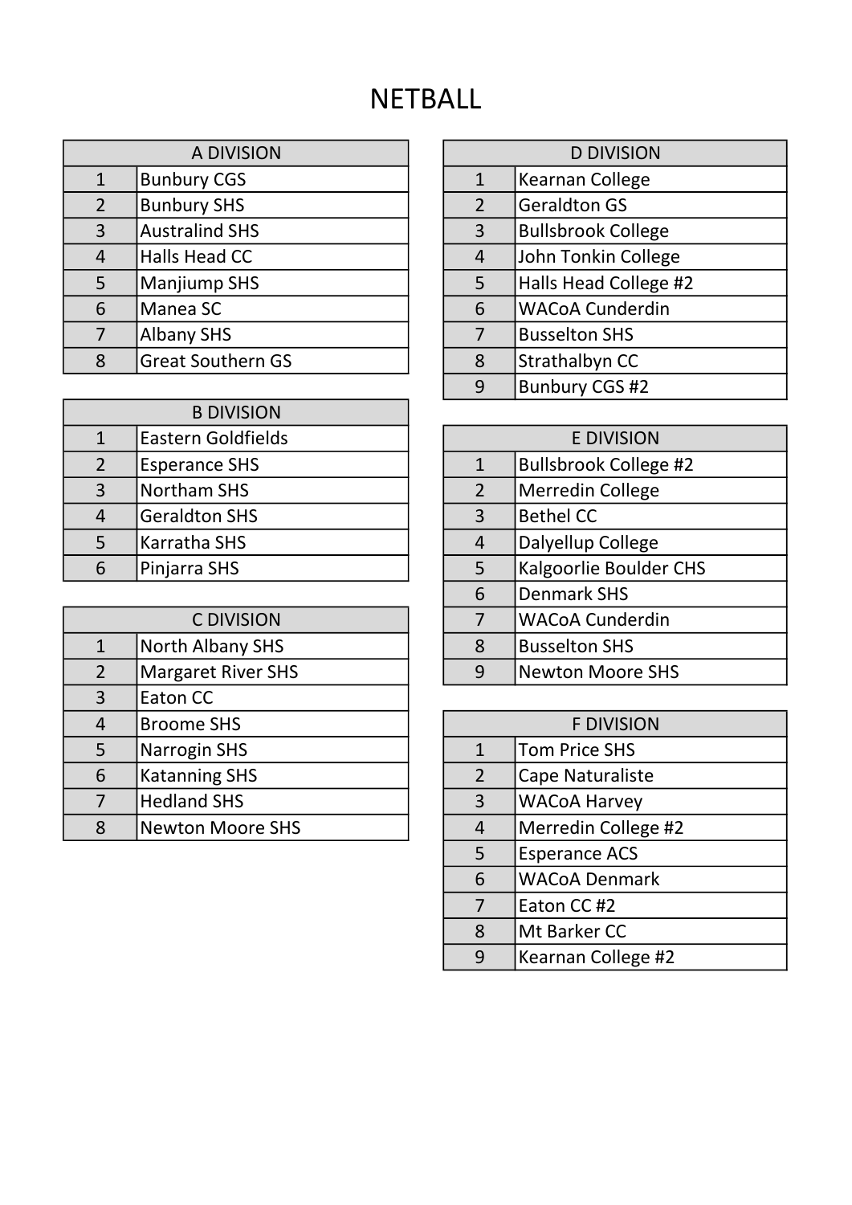# NETBALL

| A DIVISION | |
|---|---|
| 1 | Bunbury CGS |
| 2 | Bunbury SHS |
| 3 | Australind SHS |
| 4 | Halls Head CC |
| 5 | Manjiump SHS |
| 6 | Manea SC |
| 7 | Albany SHS |
| 8 | Great Southern GS |

| B DIVISION | |
|---|---|
| 1 | Eastern Goldfields |
| 2 | Esperance SHS |
| 3 | Northam SHS |
| 4 | Geraldton SHS |
| 5 | Karratha SHS |
| 6 | Pinjarra SHS |

| C DIVISION | |
|---|---|
| 1 | North Albany SHS |
| 2 | Margaret River SHS |
| 3 | Eaton CC |
| 4 | Broome SHS |
| 5 | Narrogin SHS |
| 6 | Katanning SHS |
| 7 | Hedland SHS |
| 8 | Newton Moore SHS |

| D DIVISION | |
|---|---|
| 1 | Kearnan College |
| 2 | Geraldton GS |
| 3 | Bullsbrook College |
| 4 | John Tonkin College |
| 5 | Halls Head College #2 |
| 6 | WACoA Cunderdin |
| 7 | Busselton SHS |
| 8 | Strathalbyn CC |
| 9 | Bunbury CGS #2 |

| E DIVISION | |
|---|---|
| 1 | Bullsbrook College #2 |
| 2 | Merredin College |
| 3 | Bethel CC |
| 4 | Dalyellup College |
| 5 | Kalgoorlie Boulder CHS |
| 6 | Denmark SHS |
| 7 | WACoA Cunderdin |
| 8 | Busselton SHS |
| 9 | Newton Moore SHS |

| F DIVISION | |
|---|---|
| 1 | Tom Price SHS |
| 2 | Cape Naturaliste |
| 3 | WACoA Harvey |
| 4 | Merredin College #2 |
| 5 | Esperance ACS |
| 6 | WACoA Denmark |
| 7 | Eaton CC #2 |
| 8 | Mt Barker CC |
| 9 | Kearnan College #2 |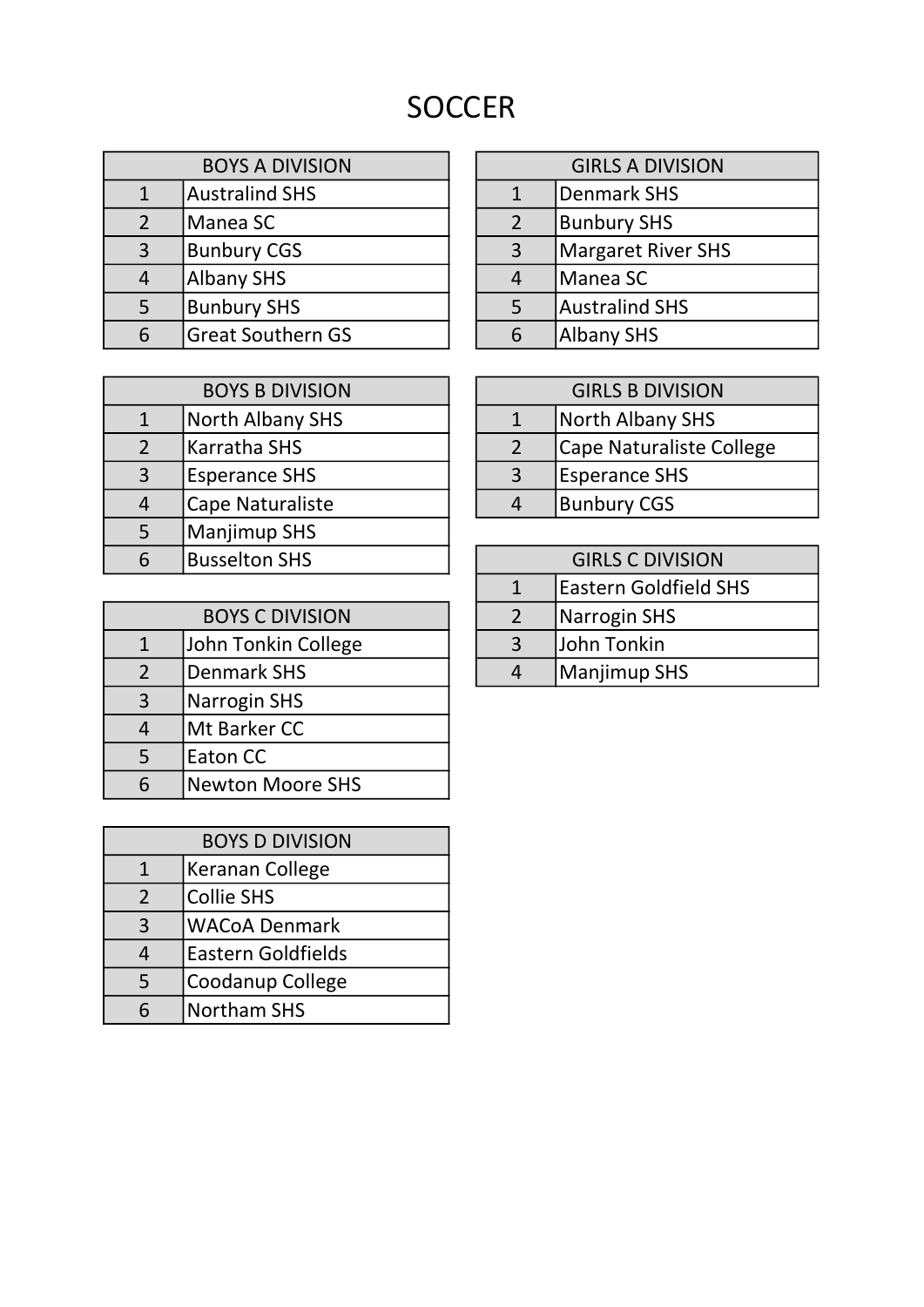# SOCCER

| BOYS A DIVISION | |
|---|---|
| 1 | Australind SHS |
| 2 | Manea SC |
| 3 | Bunbury CGS |
| 4 | Albany SHS |
| 5 | Bunbury SHS |
| 6 | Great Southern GS |

| BOYS B DIVISION | |
|---|---|
| 1 | North Albany SHS |
| 2 | Karratha SHS |
| 3 | Esperance SHS |
| 4 | Cape Naturaliste |
| 5 | Manjimup SHS |
| 6 | Busselton SHS |

| BOYS C DIVISION | |
|---|---|
| 1 | John Tonkin College |
| 2 | Denmark SHS |
| 3 | Narrogin SHS |
| 4 | Mt Barker CC |
| 5 | Eaton CC |
| 6 | Newton Moore SHS |

| BOYS D DIVISION | |
|---|---|
| 1 | Keranan College |
| 2 | Collie SHS |
| 3 | WACoA Denmark |
| 4 | Eastern Goldfields |
| 5 | Coodanup College |
| 6 | Northam SHS |

| GIRLS A DIVISION | |
|---|---|
| 1 | Denmark SHS |
| 2 | Bunbury SHS |
| 3 | Margaret River SHS |
| 4 | Manea SC |
| 5 | Australind SHS |
| 6 | Albany SHS |

| GIRLS B DIVISION | |
|---|---|
| 1 | North Albany SHS |
| 2 | Cape Naturaliste College |
| 3 | Esperance SHS |
| 4 | Bunbury CGS |

| GIRLS C DIVISION | |
|---|---|
| 1 | Eastern Goldfield SHS |
| 2 | Narrogin SHS |
| 3 | John Tonkin |
| 4 | Manjimup SHS |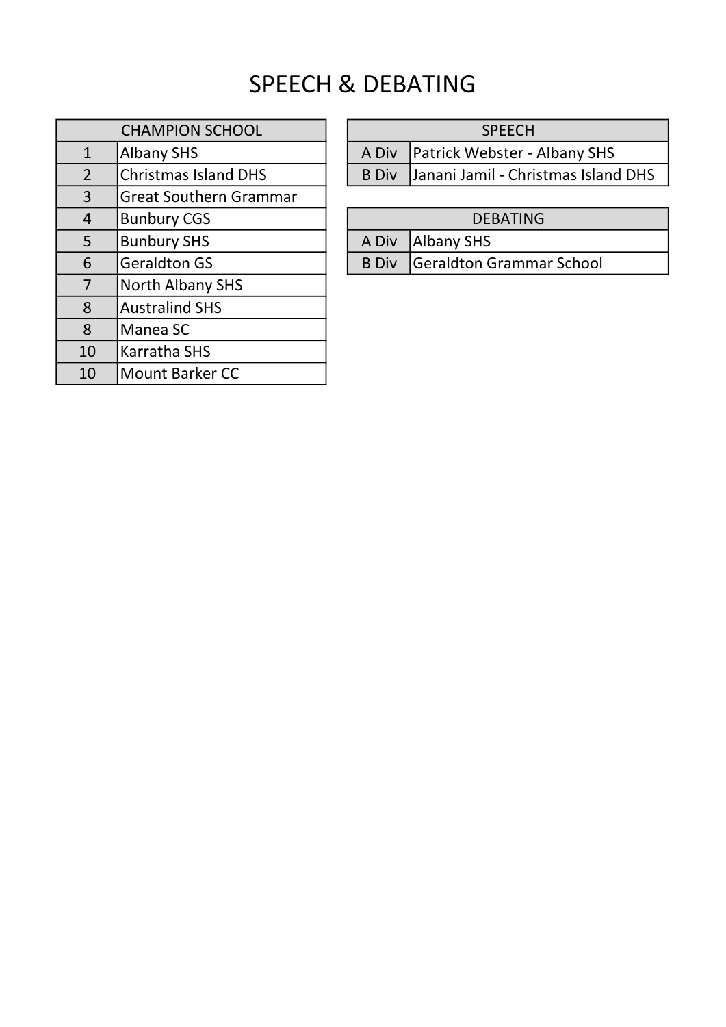# SPEECH & DEBATING

| CHAMPION SCHOOL | |
|---|---|
| 1 | Albany SHS |
| 2 | Christmas Island DHS |
| 3 | Great Southern Grammar |
| 4 | Bunbury CGS |
| 5 | Bunbury SHS |
| 6 | Geraldton GS |
| 7 | North Albany SHS |
| 8 | Australind SHS |
| 8 | Manea SC |
| 10 | Karratha SHS |
| 10 | Mount Barker CC |

| SPEECH | |
|---|---|
| A Div | Patrick Webster - Albany SHS |
| B Div | Janani Jamil - Christmas Island DHS |

| DEBATING | |
|---|---|
| A Div | Albany SHS |
| B Div | Geraldton Grammar School |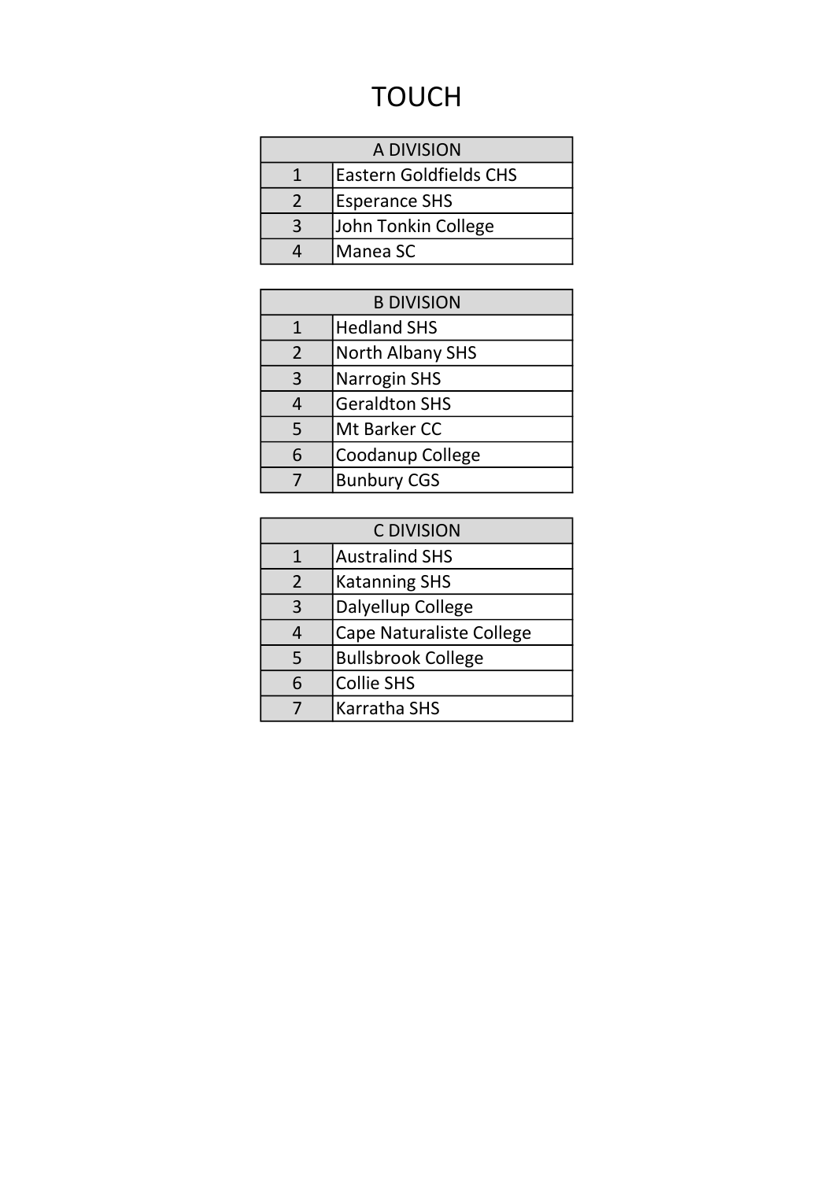# TOUCH

| A DIVISION | |
|---|---|
| 1 | Eastern Goldfields CHS |
| 2 | Esperance SHS |
| 3 | John Tonkin College |
| 4 | Manea SC |

| B DIVISION | |
|---|---|
| 1 | Hedland SHS |
| 2 | North Albany SHS |
| 3 | Narrogin SHS |
| 4 | Geraldton SHS |
| 5 | Mt Barker CC |
| 6 | Coodanup College |
| 7 | Bunbury CGS |

| C DIVISION | |
|---|---|
| 1 | Australind SHS |
| 2 | Katanning SHS |
| 3 | Dalyellup College |
| 4 | Cape Naturaliste College |
| 5 | Bullsbrook College |
| 6 | Collie SHS |
| 7 | Karratha SHS |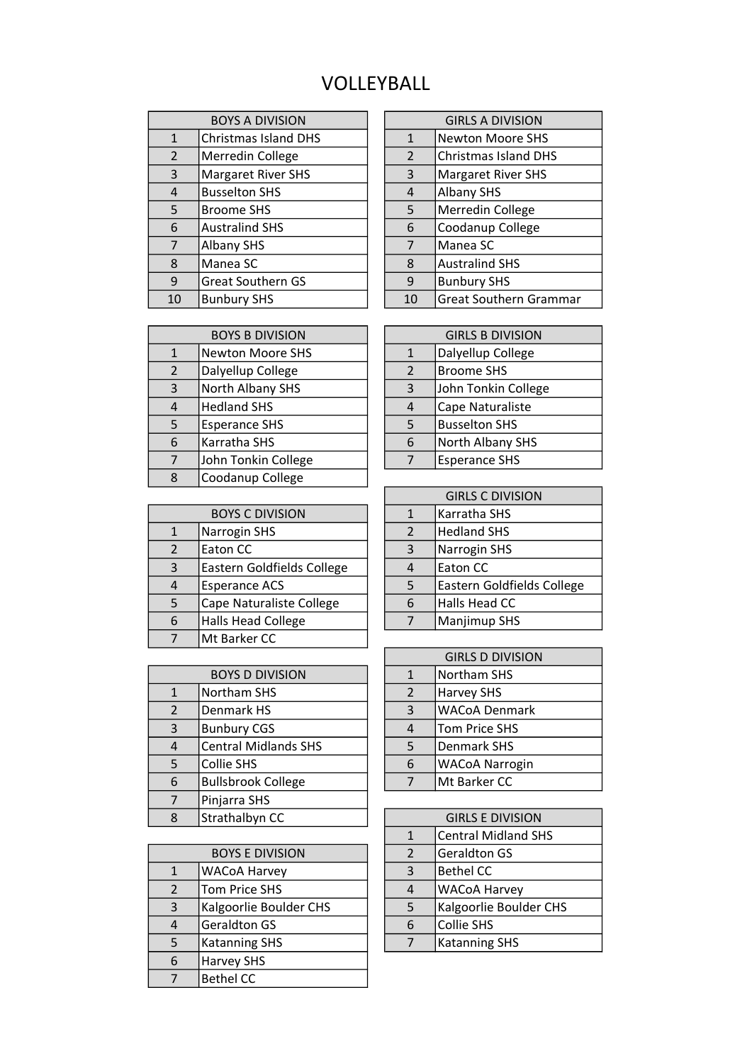# VOLLEYBALL

| BOYS A DIVISION | |
|---|---|
| 1 | Christmas Island DHS |
| 2 | Merredin College |
| 3 | Margaret River SHS |
| 4 | Busselton SHS |
| 5 | Broome SHS |
| 6 | Australind SHS |
| 7 | Albany SHS |
| 8 | Manea SC |
| 9 | Great Southern GS |
| 10 | Bunbury SHS |

| BOYS B DIVISION | |
|---|---|
| 1 | Newton Moore SHS |
| 2 | Dalyellup College |
| 3 | North Albany SHS |
| 4 | Hedland SHS |
| 5 | Esperance SHS |
| 6 | Karratha SHS |
| 7 | John Tonkin College |
| 8 | Coodanup College |

| BOYS C DIVISION | |
|---|---|
| 1 | Narrogin SHS |
| 2 | Eaton CC |
| 3 | Eastern Goldfields College |
| 4 | Esperance ACS |
| 5 | Cape Naturaliste College |
| 6 | Halls Head College |
| 7 | Mt Barker CC |

| BOYS D DIVISION | |
|---|---|
| 1 | Northam SHS |
| 2 | Denmark HS |
| 3 | Bunbury CGS |
| 4 | Central Midlands SHS |
| 5 | Collie SHS |
| 6 | Bullsbrook College |
| 7 | Pinjarra SHS |
| 8 | Strathalbyn CC |

| BOYS E DIVISION | |
|---|---|
| 1 | WACoA Harvey |
| 2 | Tom Price SHS |
| 3 | Kalgoorlie Boulder CHS |
| 4 | Geraldton GS |
| 5 | Katanning SHS |
| 6 | Harvey SHS |
| 7 | Bethel CC |

| GIRLS A DIVISION | |
|---|---|
| 1 | Newton Moore SHS |
| 2 | Christmas Island DHS |
| 3 | Margaret River SHS |
| 4 | Albany SHS |
| 5 | Merredin College |
| 6 | Coodanup College |
| 7 | Manea SC |
| 8 | Australind SHS |
| 9 | Bunbury SHS |
| 10 | Great Southern Grammar |

| GIRLS B DIVISION | |
|---|---|
| 1 | Dalyellup College |
| 2 | Broome SHS |
| 3 | John Tonkin College |
| 4 | Cape Naturaliste |
| 5 | Busselton SHS |
| 6 | North Albany SHS |
| 7 | Esperance SHS |

| GIRLS C DIVISION | |
|---|---|
| 1 | Karratha SHS |
| 2 | Hedland SHS |
| 3 | Narrogin SHS |
| 4 | Eaton CC |
| 5 | Eastern Goldfields College |
| 6 | Halls Head CC |
| 7 | Manjimup SHS |

| GIRLS D DIVISION | |
|---|---|
| 1 | Northam SHS |
| 2 | Harvey SHS |
| 3 | WACoA Denmark |
| 4 | Tom Price SHS |
| 5 | Denmark SHS |
| 6 | WACoA Narrogin |
| 7 | Mt Barker CC |

| GIRLS E DIVISION | |
|---|---|
| 1 | Central Midland SHS |
| 2 | Geraldton GS |
| 3 | Bethel CC |
| 4 | WACoA Harvey |
| 5 | Kalgoorlie Boulder CHS |
| 6 | Collie SHS |
| 7 | Katanning SHS |